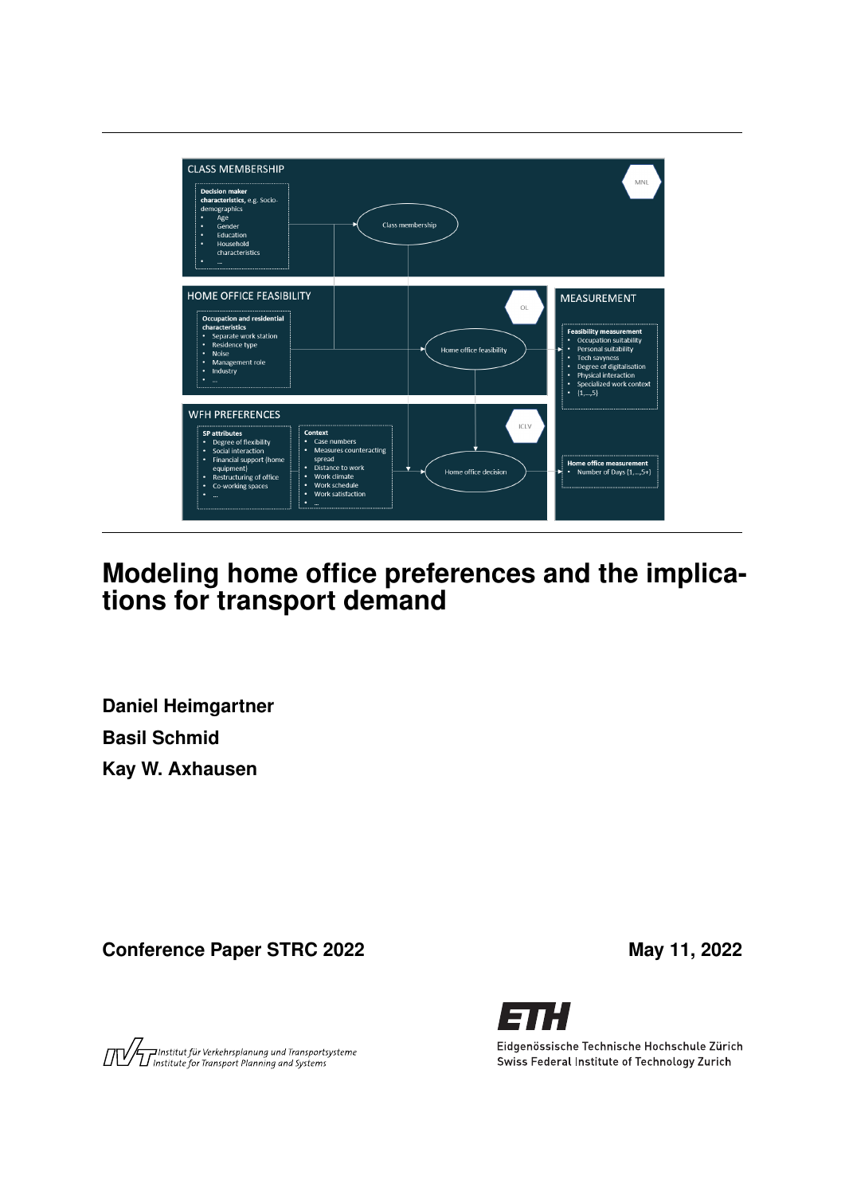CLASS MEMBERSHIP

MNL

**Decision maker characteristics**, e.g. Socio-demographics
- Age
- Gender
- Education
- Household characteristics
- ...

Class membership

HOME OFFICE FEASIBILITY

OL

**Occupation and residential characteristics**
- Separate work station
- Residence type
- Noise
- Management role
- Industry
- ...

Home office feasibility

MEASUREMENT

**Feasibility measurement**
- Occupation suitability
- Personal suitability
- Tech savyness
- Degree of digitalisation
- Physical interaction
- Specialized work context
- {1,...,5}

WFH PREFERENCES

ICLV

**SP attributes**
- Degree of flexibility
- Social interaction
- Financial support (home equipment)
- Restructuring of office
- Co-working spaces
- ...

**Context**
- Case numbers
- Measures counteracting spread
- Distance to work
- Work climate
- Work schedule
- Work satisfaction
- ...

Home office decision

**Home office measurement**
- Number of Days {1,...,5+}

# Modeling home office preferences and the implications for transport demand

**Daniel Heimgartner**

**Basil Schmid**

**Kay W. Axhausen**

**Conference Paper STRC 2022** **May 11, 2022**

Institut für Verkehrsplanung und Transportsysteme
Institute for Transport Planning and Systems

ETH
Eidgenössische Technische Hochschule Zürich
Swiss Federal Institute of Technology Zurich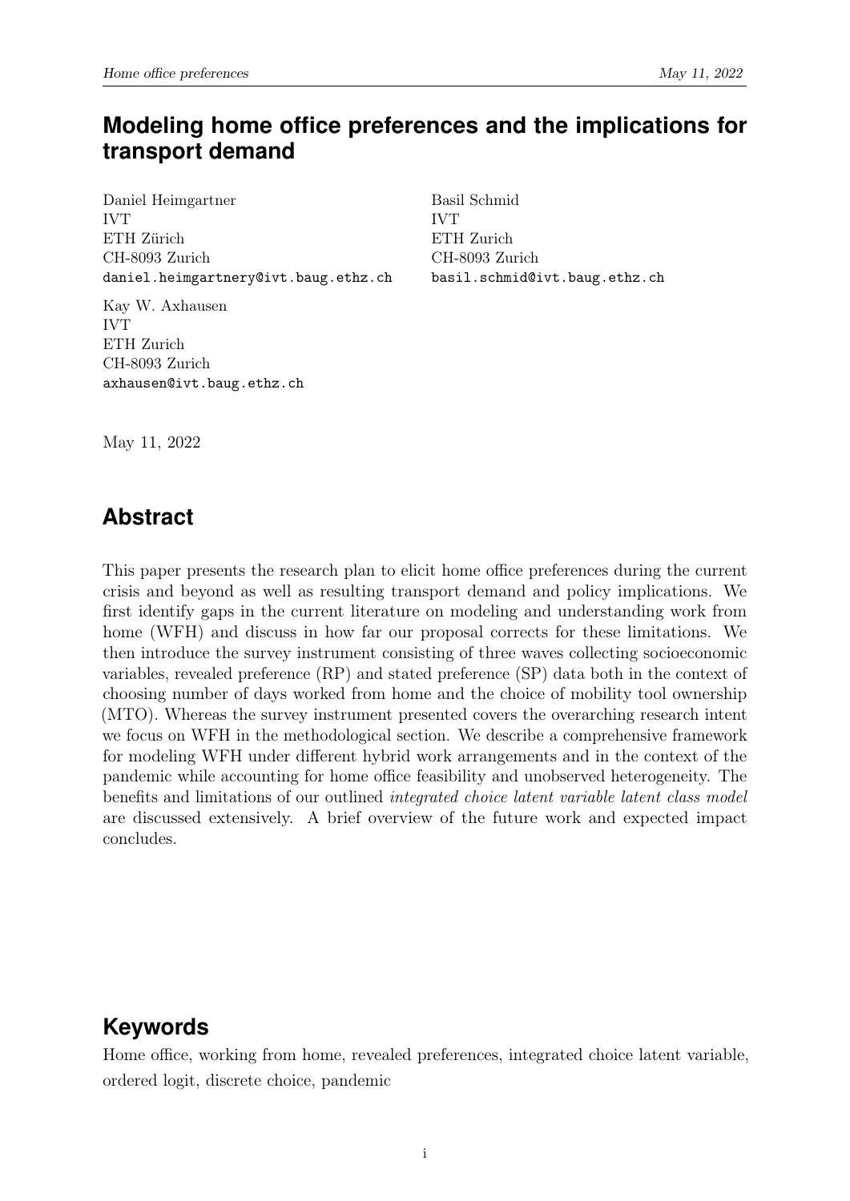# Modeling home office preferences and the implications for transport demand

Daniel Heimgartner
IVT
ETH Zürich
CH-8093 Zurich
daniel.heimgartnery@ivt.baug.ethz.ch

Basil Schmid
IVT
ETH Zurich
CH-8093 Zurich
basil.schmid@ivt.baug.ethz.ch

Kay W. Axhausen
IVT
ETH Zurich
CH-8093 Zurich
axhausen@ivt.baug.ethz.ch

May 11, 2022

## Abstract

This paper presents the research plan to elicit home office preferences during the current crisis and beyond as well as resulting transport demand and policy implications. We first identify gaps in the current literature on modeling and understanding work from home (WFH) and discuss in how far our proposal corrects for these limitations. We then introduce the survey instrument consisting of three waves collecting socioeconomic variables, revealed preference (RP) and stated preference (SP) data both in the context of choosing number of days worked from home and the choice of mobility tool ownership (MTO). Whereas the survey instrument presented covers the overarching research intent we focus on WFH in the methodological section. We describe a comprehensive framework for modeling WFH under different hybrid work arrangements and in the context of the pandemic while accounting for home office feasibility and unobserved heterogeneity. The benefits and limitations of our outlined *integrated choice latent variable latent class model* are discussed extensively. A brief overview of the future work and expected impact concludes.

## Keywords

Home office, working from home, revealed preferences, integrated choice latent variable, ordered logit, discrete choice, pandemic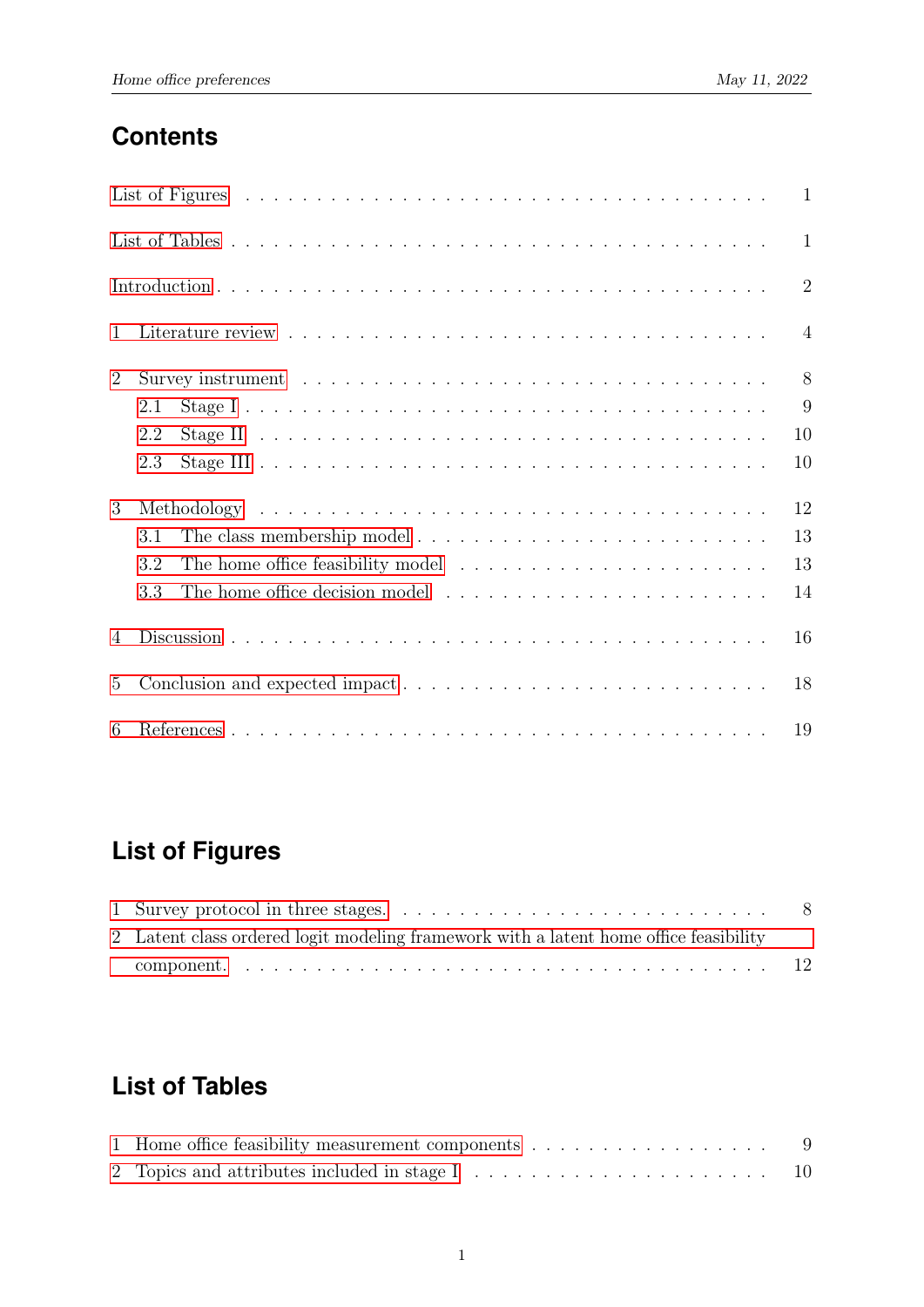## Contents

List of Figures . . . . . . . . . . 1

List of Tables . . . . . . . . . . 1

Introduction . . . . . . . . . . 2

1 Literature review . . . . . . . . . . 4

2 Survey instrument . . . . . . . . . . 8
- 2.1 Stage I . . . . . . . . . . 9
- 2.2 Stage II . . . . . . . . . . 10
- 2.3 Stage III . . . . . . . . . . 10

3 Methodology . . . . . . . . . . 12
- 3.1 The class membership model . . . . . . . . . . 13
- 3.2 The home office feasibility model . . . . . . . . . . 13
- 3.3 The home office decision model . . . . . . . . . . 14

4 Discussion . . . . . . . . . . 16

5 Conclusion and expected impact . . . . . . . . . . 18

6 References . . . . . . . . . . 19

## List of Figures

1 Survey protocol in three stages. . . . . . . . . . . 8

2 Latent class ordered logit modeling framework with a latent home office feasibility component. . . . . . . . . . . 12

## List of Tables

1 Home office feasibility measurement components . . . . . . . . . . 9

2 Topics and attributes included in stage I . . . . . . . . . . 10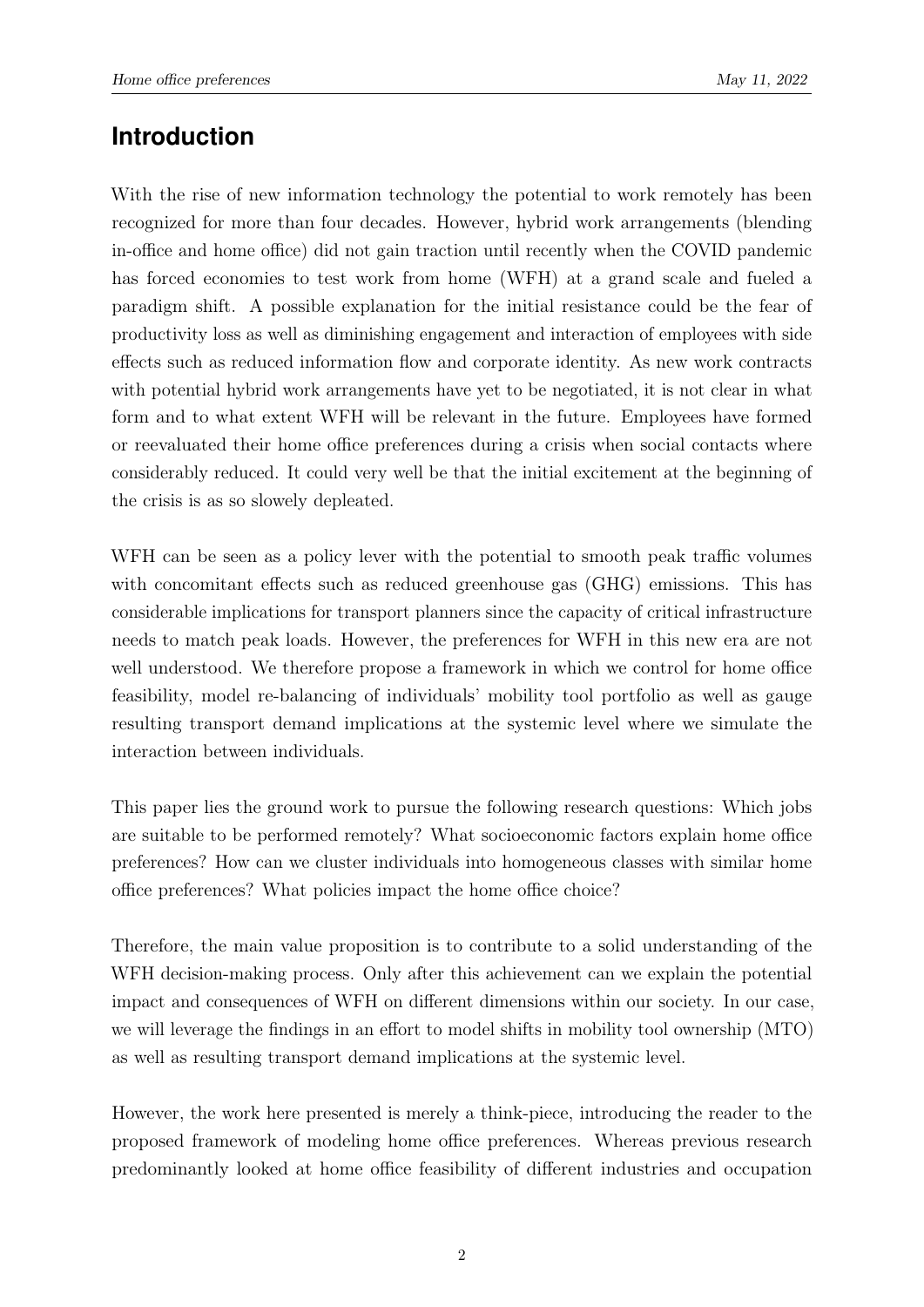## Introduction

With the rise of new information technology the potential to work remotely has been recognized for more than four decades. However, hybrid work arrangements (blending in-office and home office) did not gain traction until recently when the COVID pandemic has forced economies to test work from home (WFH) at a grand scale and fueled a paradigm shift. A possible explanation for the initial resistance could be the fear of productivity loss as well as diminishing engagement and interaction of employees with side effects such as reduced information flow and corporate identity. As new work contracts with potential hybrid work arrangements have yet to be negotiated, it is not clear in what form and to what extent WFH will be relevant in the future. Employees have formed or reevaluated their home office preferences during a crisis when social contacts where considerably reduced. It could very well be that the initial excitement at the beginning of the crisis is as so slowely depleated.

WFH can be seen as a policy lever with the potential to smooth peak traffic volumes with concomitant effects such as reduced greenhouse gas (GHG) emissions. This has considerable implications for transport planners since the capacity of critical infrastructure needs to match peak loads. However, the preferences for WFH in this new era are not well understood. We therefore propose a framework in which we control for home office feasibility, model re-balancing of individuals' mobility tool portfolio as well as gauge resulting transport demand implications at the systemic level where we simulate the interaction between individuals.

This paper lies the ground work to pursue the following research questions: Which jobs are suitable to be performed remotely? What socioeconomic factors explain home office preferences? How can we cluster individuals into homogeneous classes with similar home office preferences? What policies impact the home office choice?

Therefore, the main value proposition is to contribute to a solid understanding of the WFH decision-making process. Only after this achievement can we explain the potential impact and consequences of WFH on different dimensions within our society. In our case, we will leverage the findings in an effort to model shifts in mobility tool ownership (MTO) as well as resulting transport demand implications at the systemic level.

However, the work here presented is merely a think-piece, introducing the reader to the proposed framework of modeling home office preferences. Whereas previous research predominantly looked at home office feasibility of different industries and occupation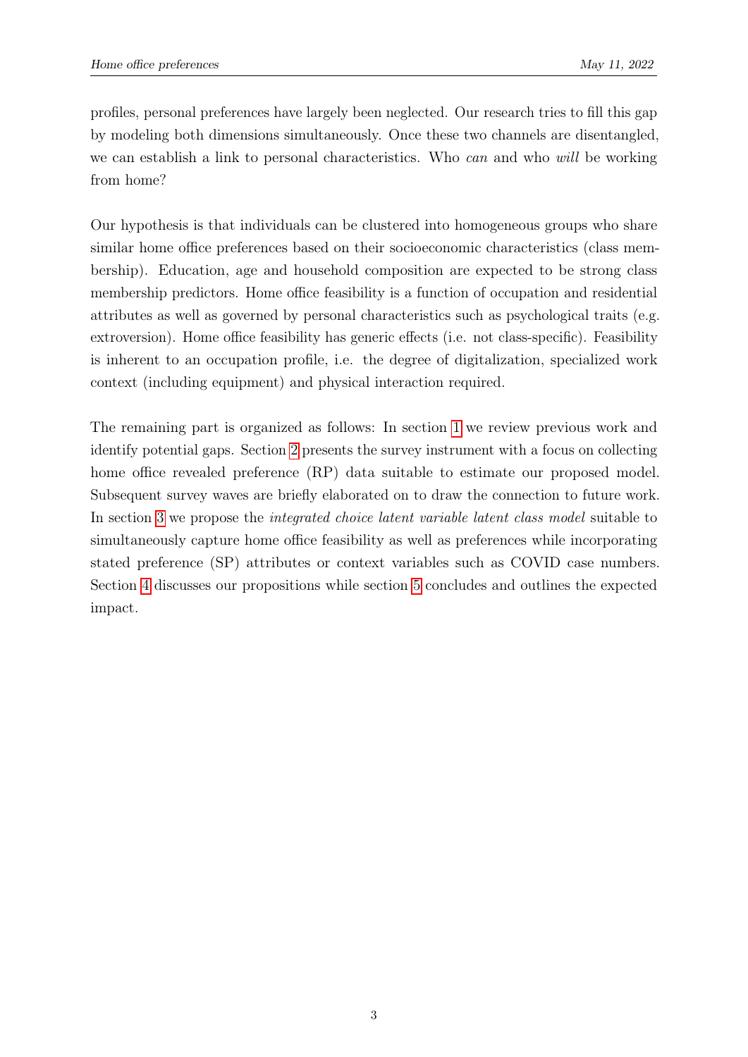profiles, personal preferences have largely been neglected. Our research tries to fill this gap by modeling both dimensions simultaneously. Once these two channels are disentangled, we can establish a link to personal characteristics. Who *can* and who *will* be working from home?

Our hypothesis is that individuals can be clustered into homogeneous groups who share similar home office preferences based on their socioeconomic characteristics (class membership). Education, age and household composition are expected to be strong class membership predictors. Home office feasibility is a function of occupation and residential attributes as well as governed by personal characteristics such as psychological traits (e.g. extroversion). Home office feasibility has generic effects (i.e. not class-specific). Feasibility is inherent to an occupation profile, i.e. the degree of digitalization, specialized work context (including equipment) and physical interaction required.

The remaining part is organized as follows: In section 1 we review previous work and identify potential gaps. Section 2 presents the survey instrument with a focus on collecting home office revealed preference (RP) data suitable to estimate our proposed model. Subsequent survey waves are briefly elaborated on to draw the connection to future work. In section 3 we propose the *integrated choice latent variable latent class model* suitable to simultaneously capture home office feasibility as well as preferences while incorporating stated preference (SP) attributes or context variables such as COVID case numbers. Section 4 discusses our propositions while section 5 concludes and outlines the expected impact.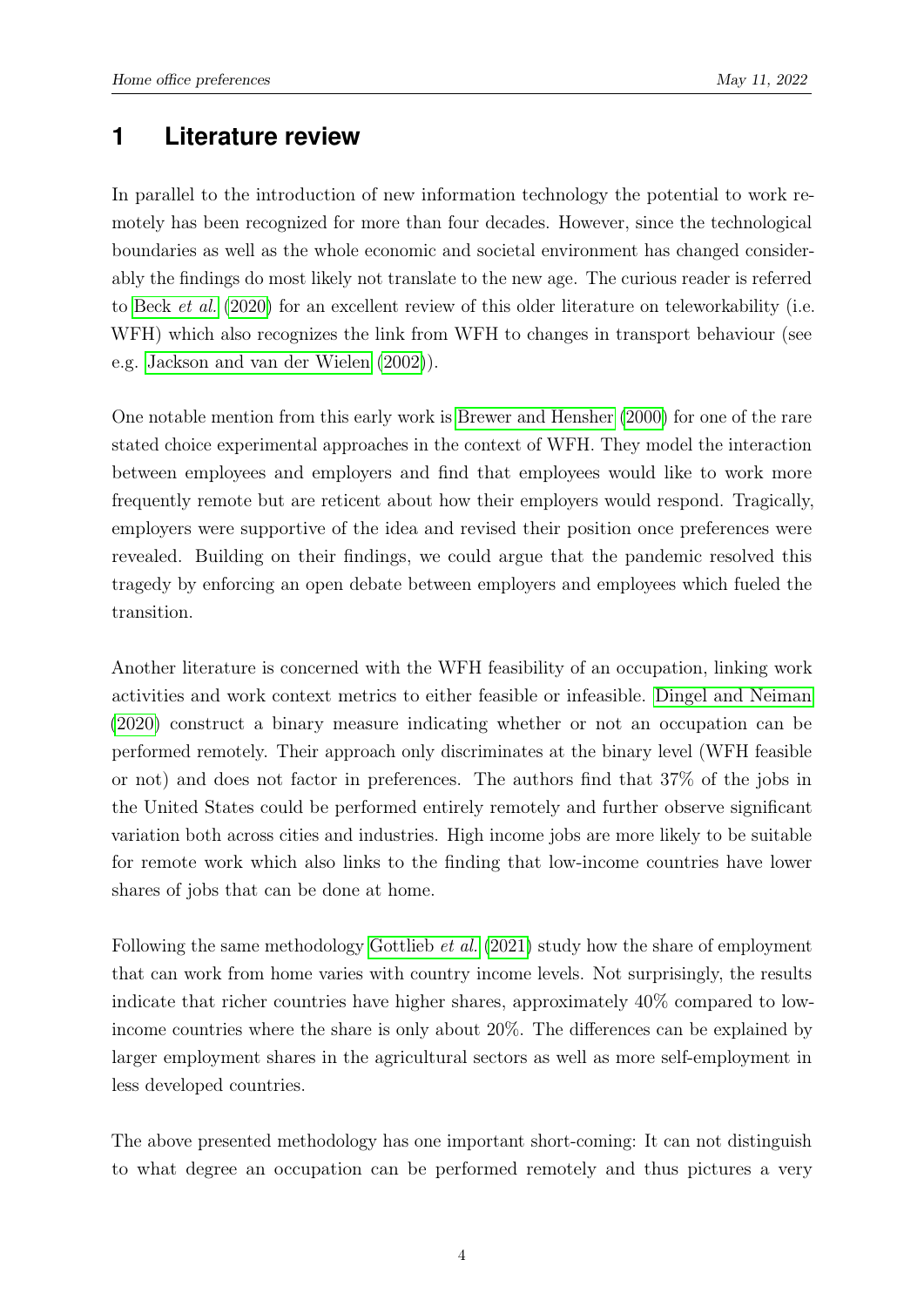# 1 Literature review

In parallel to the introduction of new information technology the potential to work remotely has been recognized for more than four decades. However, since the technological boundaries as well as the whole economic and societal environment has changed considerably the findings do most likely not translate to the new age. The curious reader is referred to Beck *et al.* (2020) for an excellent review of this older literature on teleworkability (i.e. WFH) which also recognizes the link from WFH to changes in transport behaviour (see e.g. Jackson and van der Wielen (2002)).

One notable mention from this early work is Brewer and Hensher (2000) for one of the rare stated choice experimental approaches in the context of WFH. They model the interaction between employees and employers and find that employees would like to work more frequently remote but are reticent about how their employers would respond. Tragically, employers were supportive of the idea and revised their position once preferences were revealed. Building on their findings, we could argue that the pandemic resolved this tragedy by enforcing an open debate between employers and employees which fueled the transition.

Another literature is concerned with the WFH feasibility of an occupation, linking work activities and work context metrics to either feasible or infeasible. Dingel and Neiman (2020) construct a binary measure indicating whether or not an occupation can be performed remotely. Their approach only discriminates at the binary level (WFH feasible or not) and does not factor in preferences. The authors find that 37% of the jobs in the United States could be performed entirely remotely and further observe significant variation both across cities and industries. High income jobs are more likely to be suitable for remote work which also links to the finding that low-income countries have lower shares of jobs that can be done at home.

Following the same methodology Gottlieb *et al.* (2021) study how the share of employment that can work from home varies with country income levels. Not surprisingly, the results indicate that richer countries have higher shares, approximately 40% compared to low-income countries where the share is only about 20%. The differences can be explained by larger employment shares in the agricultural sectors as well as more self-employment in less developed countries.

The above presented methodology has one important short-coming: It can not distinguish to what degree an occupation can be performed remotely and thus pictures a very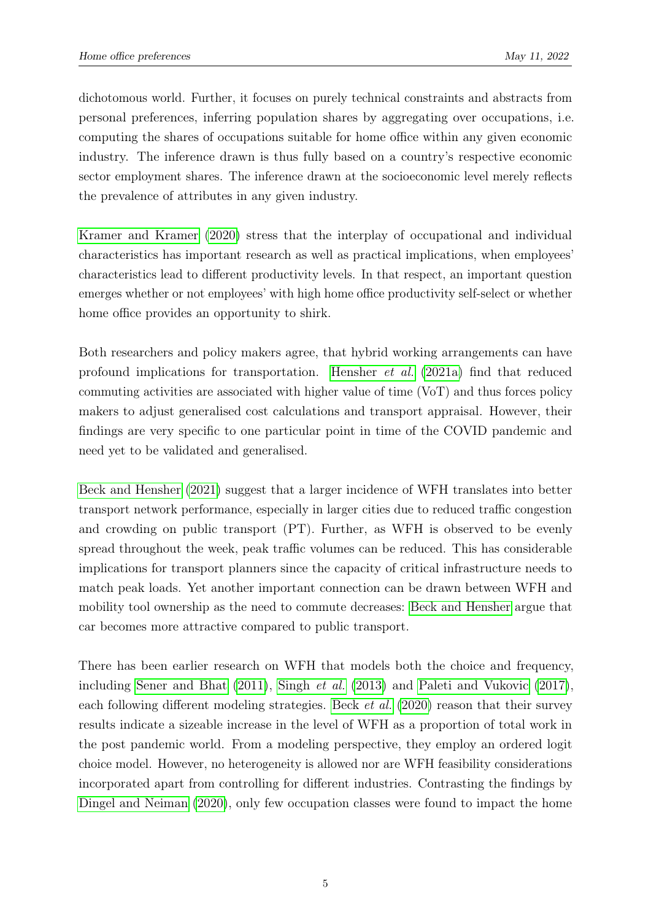dichotomous world. Further, it focuses on purely technical constraints and abstracts from personal preferences, inferring population shares by aggregating over occupations, i.e. computing the shares of occupations suitable for home office within any given economic industry. The inference drawn is thus fully based on a country's respective economic sector employment shares. The inference drawn at the socioeconomic level merely reflects the prevalence of attributes in any given industry.

Kramer and Kramer (2020) stress that the interplay of occupational and individual characteristics has important research as well as practical implications, when employees' characteristics lead to different productivity levels. In that respect, an important question emerges whether or not employees' with high home office productivity self-select or whether home office provides an opportunity to shirk.

Both researchers and policy makers agree, that hybrid working arrangements can have profound implications for transportation. Hensher *et al.* (2021a) find that reduced commuting activities are associated with higher value of time (VoT) and thus forces policy makers to adjust generalised cost calculations and transport appraisal. However, their findings are very specific to one particular point in time of the COVID pandemic and need yet to be validated and generalised.

Beck and Hensher (2021) suggest that a larger incidence of WFH translates into better transport network performance, especially in larger cities due to reduced traffic congestion and crowding on public transport (PT). Further, as WFH is observed to be evenly spread throughout the week, peak traffic volumes can be reduced. This has considerable implications for transport planners since the capacity of critical infrastructure needs to match peak loads. Yet another important connection can be drawn between WFH and mobility tool ownership as the need to commute decreases: Beck and Hensher argue that car becomes more attractive compared to public transport.

There has been earlier research on WFH that models both the choice and frequency, including Sener and Bhat (2011), Singh *et al.* (2013) and Paleti and Vukovic (2017), each following different modeling strategies. Beck *et al.* (2020) reason that their survey results indicate a sizeable increase in the level of WFH as a proportion of total work in the post pandemic world. From a modeling perspective, they employ an ordered logit choice model. However, no heterogeneity is allowed nor are WFH feasibility considerations incorporated apart from controlling for different industries. Contrasting the findings by Dingel and Neiman (2020), only few occupation classes were found to impact the home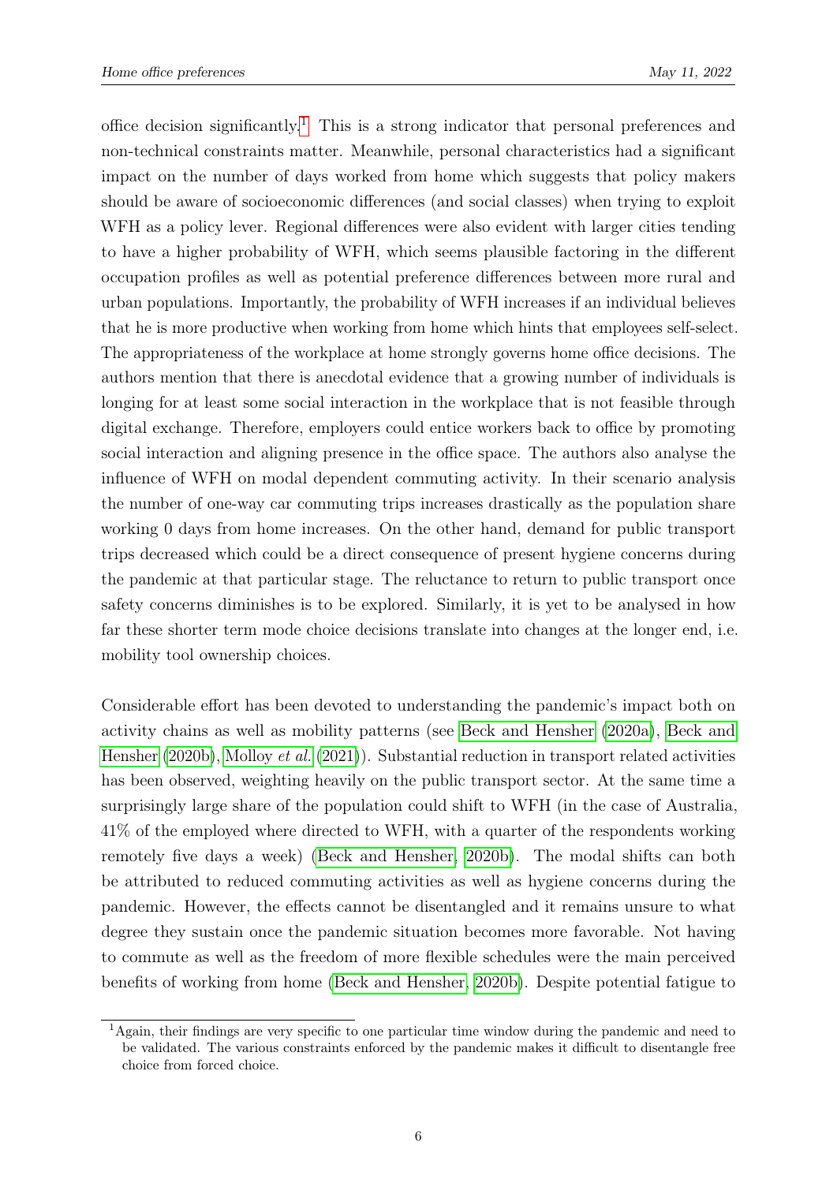office decision significantly.[1] This is a strong indicator that personal preferences and non-technical constraints matter. Meanwhile, personal characteristics had a significant impact on the number of days worked from home which suggests that policy makers should be aware of socioeconomic differences (and social classes) when trying to exploit WFH as a policy lever. Regional differences were also evident with larger cities tending to have a higher probability of WFH, which seems plausible factoring in the different occupation profiles as well as potential preference differences between more rural and urban populations. Importantly, the probability of WFH increases if an individual believes that he is more productive when working from home which hints that employees self-select. The appropriateness of the workplace at home strongly governs home office decisions. The authors mention that there is anecdotal evidence that a growing number of individuals is longing for at least some social interaction in the workplace that is not feasible through digital exchange. Therefore, employers could entice workers back to office by promoting social interaction and aligning presence in the office space. The authors also analyse the influence of WFH on modal dependent commuting activity. In their scenario analysis the number of one-way car commuting trips increases drastically as the population share working 0 days from home increases. On the other hand, demand for public transport trips decreased which could be a direct consequence of present hygiene concerns during the pandemic at that particular stage. The reluctance to return to public transport once safety concerns diminishes is to be explored. Similarly, it is yet to be analysed in how far these shorter term mode choice decisions translate into changes at the longer end, i.e. mobility tool ownership choices.

Considerable effort has been devoted to understanding the pandemic's impact both on activity chains as well as mobility patterns (see Beck and Hensher (2020a), Beck and Hensher (2020b), Molloy *et al.* (2021)). Substantial reduction in transport related activities has been observed, weighting heavily on the public transport sector. At the same time a surprisingly large share of the population could shift to WFH (in the case of Australia, 41% of the employed where directed to WFH, with a quarter of the respondents working remotely five days a week) (Beck and Hensher, 2020b). The modal shifts can both be attributed to reduced commuting activities as well as hygiene concerns during the pandemic. However, the effects cannot be disentangled and it remains unsure to what degree they sustain once the pandemic situation becomes more favorable. Not having to commute as well as the freedom of more flexible schedules were the main perceived benefits of working from home (Beck and Hensher, 2020b). Despite potential fatigue to

[1] Again, their findings are very specific to one particular time window during the pandemic and need to be validated. The various constraints enforced by the pandemic makes it difficult to disentangle free choice from forced choice.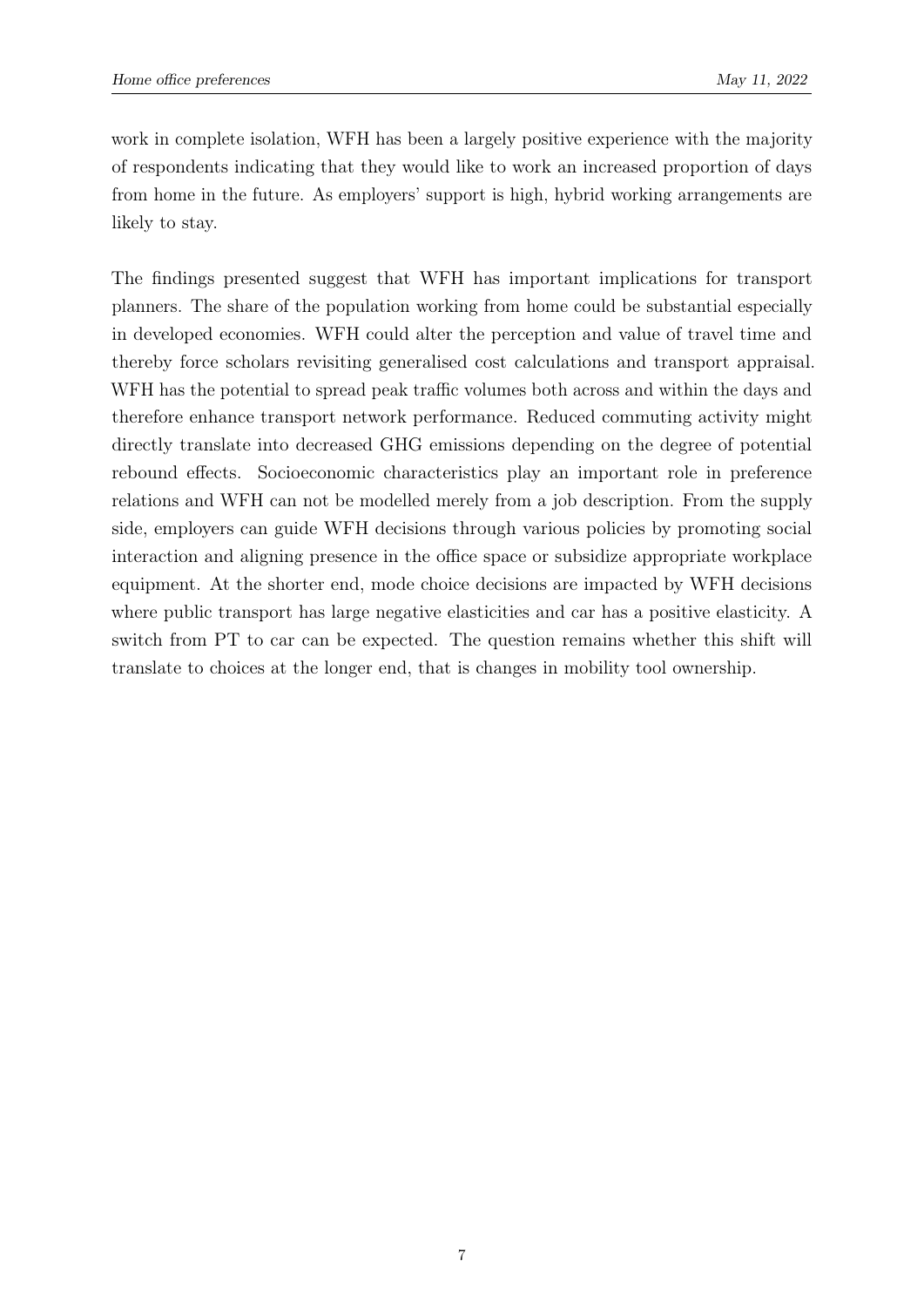work in complete isolation, WFH has been a largely positive experience with the majority of respondents indicating that they would like to work an increased proportion of days from home in the future. As employers' support is high, hybrid working arrangements are likely to stay.

The findings presented suggest that WFH has important implications for transport planners. The share of the population working from home could be substantial especially in developed economies. WFH could alter the perception and value of travel time and thereby force scholars revisiting generalised cost calculations and transport appraisal. WFH has the potential to spread peak traffic volumes both across and within the days and therefore enhance transport network performance. Reduced commuting activity might directly translate into decreased GHG emissions depending on the degree of potential rebound effects. Socioeconomic characteristics play an important role in preference relations and WFH can not be modelled merely from a job description. From the supply side, employers can guide WFH decisions through various policies by promoting social interaction and aligning presence in the office space or subsidize appropriate workplace equipment. At the shorter end, mode choice decisions are impacted by WFH decisions where public transport has large negative elasticities and car has a positive elasticity. A switch from PT to car can be expected. The question remains whether this shift will translate to choices at the longer end, that is changes in mobility tool ownership.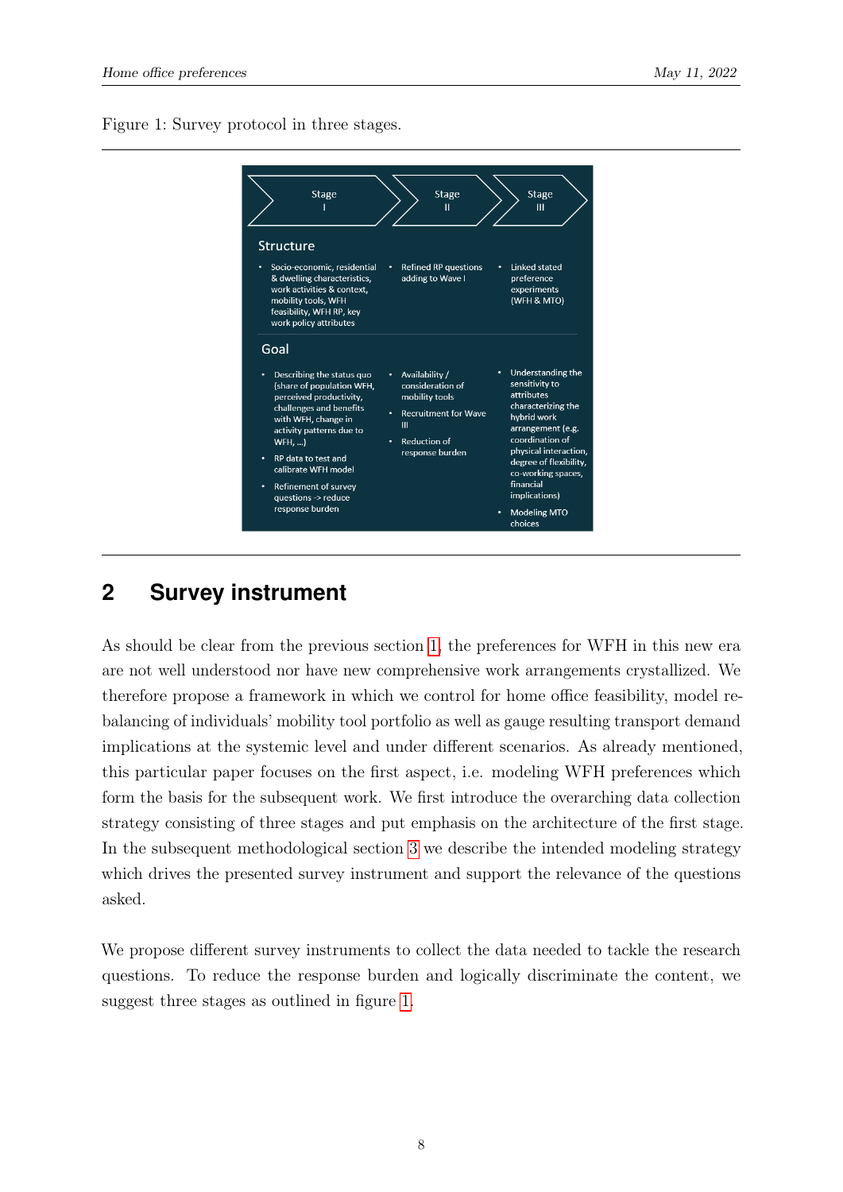Figure 1: Survey protocol in three stages.

| | Stage I | Stage II | Stage III |
|---|---|---|---|
| Structure | • Socio-economic, residential & dwelling characteristics, work activities & context, mobility tools, WFH feasibility, WFH RP, key work policy attributes | • Refined RP questions adding to Wave I | • Linked stated preference experiments (WFH & MTO) |
| Goal | • Describing the status quo (share of population WFH, perceived productivity, challenges and benefits with WFH, change in activity patterns due to WFH, ...)<br>• RP data to test and calibrate WFH model<br>• Refinement of survey questions -> reduce response burden | • Availability / consideration of mobility tools<br>• Recruitment for Wave III<br>• Reduction of response burden | • Understanding the sensitivity to attributes characterizing the hybrid work arrangement (e.g. coordination of physical interaction, degree of flexibility, co-working spaces, financial implications)<br>• Modeling MTO choices |

## 2 Survey instrument

As should be clear from the previous section 1, the preferences for WFH in this new era are not well understood nor have new comprehensive work arrangements crystallized. We therefore propose a framework in which we control for home office feasibility, model rebalancing of individuals' mobility tool portfolio as well as gauge resulting transport demand implications at the systemic level and under different scenarios. As already mentioned, this particular paper focuses on the first aspect, i.e. modeling WFH preferences which form the basis for the subsequent work. We first introduce the overarching data collection strategy consisting of three stages and put emphasis on the architecture of the first stage. In the subsequent methodological section 3 we describe the intended modeling strategy which drives the presented survey instrument and support the relevance of the questions asked.

We propose different survey instruments to collect the data needed to tackle the research questions. To reduce the response burden and logically discriminate the content, we suggest three stages as outlined in figure 1.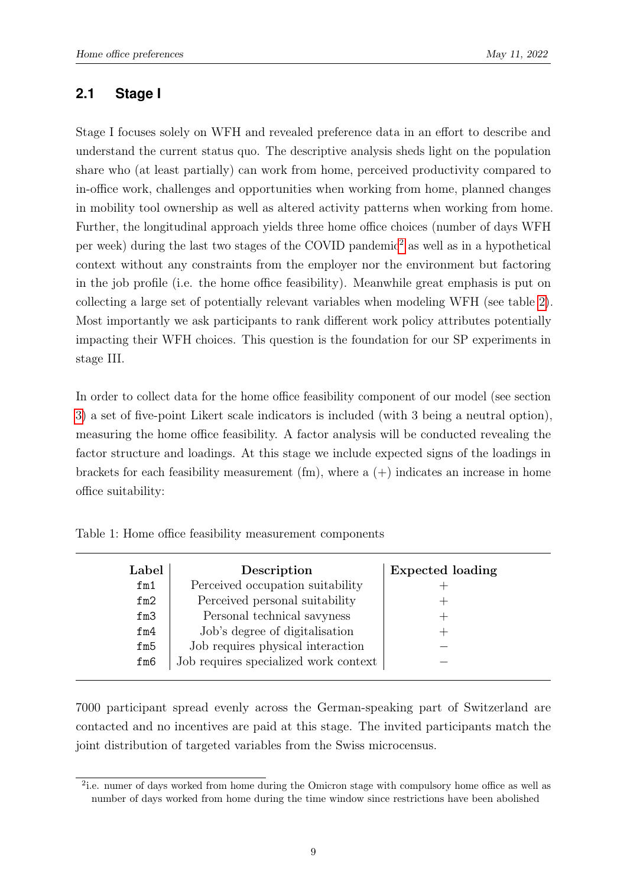## 2.1 Stage I

Stage I focuses solely on WFH and revealed preference data in an effort to describe and understand the current status quo. The descriptive analysis sheds light on the population share who (at least partially) can work from home, perceived productivity compared to in-office work, challenges and opportunities when working from home, planned changes in mobility tool ownership as well as altered activity patterns when working from home. Further, the longitudinal approach yields three home office choices (number of days WFH per week) during the last two stages of the COVID pandemic[2] as well as in a hypothetical context without any constraints from the employer nor the environment but factoring in the job profile (i.e. the home office feasibility). Meanwhile great emphasis is put on collecting a large set of potentially relevant variables when modeling WFH (see table 2). Most importantly we ask participants to rank different work policy attributes potentially impacting their WFH choices. This question is the foundation for our SP experiments in stage III.

In order to collect data for the home office feasibility component of our model (see section 3) a set of five-point Likert scale indicators is included (with 3 being a neutral option), measuring the home office feasibility. A factor analysis will be conducted revealing the factor structure and loadings. At this stage we include expected signs of the loadings in brackets for each feasibility measurement (fm), where a (+) indicates an increase in home office suitability:

Table 1: Home office feasibility measurement components

| Label | Description | Expected loading |
|---|---|---|
| fm1 | Perceived occupation suitability | + |
| fm2 | Perceived personal suitability | + |
| fm3 | Personal technical savyness | + |
| fm4 | Job's degree of digitalisation | + |
| fm5 | Job requires physical interaction | − |
| fm6 | Job requires specialized work context | − |

7000 participant spread evenly across the German-speaking part of Switzerland are contacted and no incentives are paid at this stage. The invited participants match the joint distribution of targeted variables from the Swiss microcensus.

[2] i.e. numer of days worked from home during the Omicron stage with compulsory home office as well as number of days worked from home during the time window since restrictions have been abolished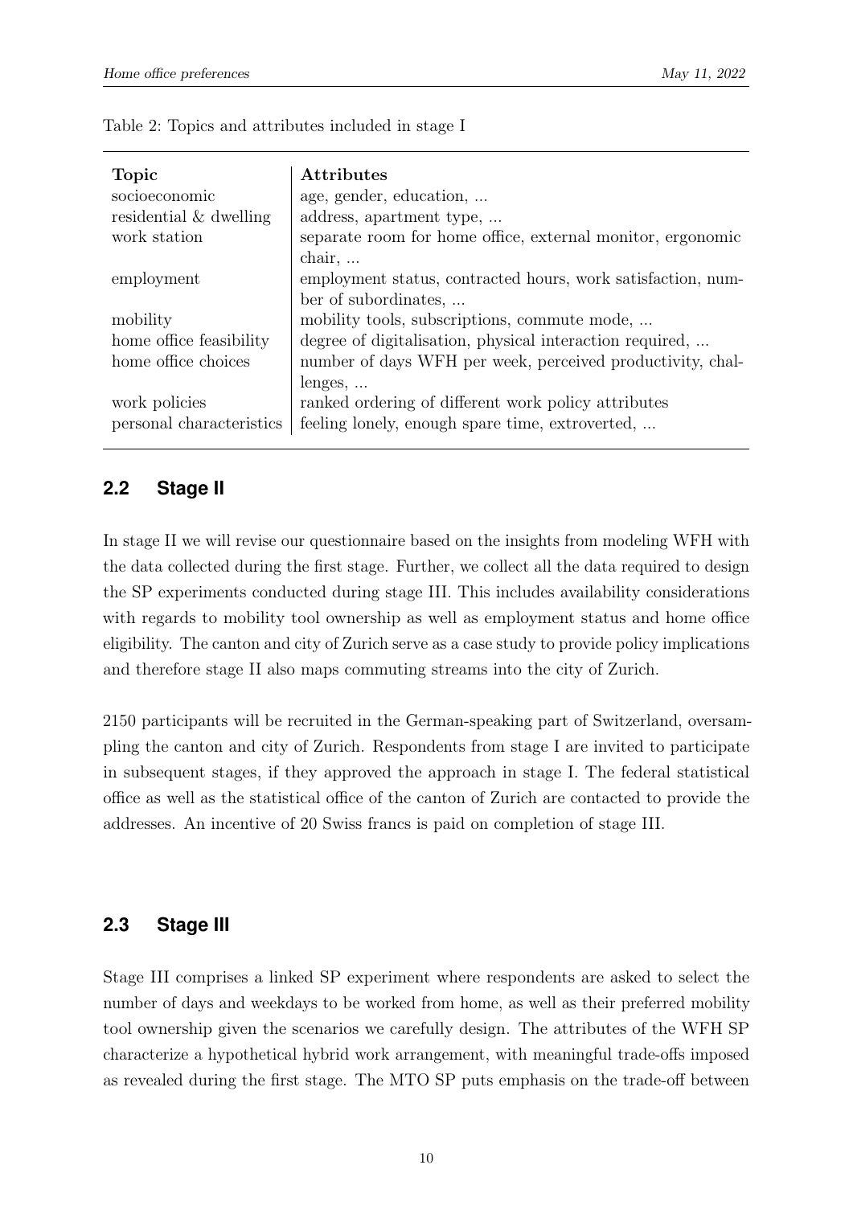Table 2: Topics and attributes included in stage I

| Topic | Attributes |
|---|---|
| socioeconomic | age, gender, education, ... |
| residential & dwelling | address, apartment type, ... |
| work station | separate room for home office, external monitor, ergonomic chair, ... |
| employment | employment status, contracted hours, work satisfaction, number of subordinates, ... |
| mobility | mobility tools, subscriptions, commute mode, ... |
| home office feasibility | degree of digitalisation, physical interaction required, ... |
| home office choices | number of days WFH per week, perceived productivity, challenges, ... |
| work policies | ranked ordering of different work policy attributes |
| personal characteristics | feeling lonely, enough spare time, extroverted, ... |

## 2.2 Stage II

In stage II we will revise our questionnaire based on the insights from modeling WFH with the data collected during the first stage. Further, we collect all the data required to design the SP experiments conducted during stage III. This includes availability considerations with regards to mobility tool ownership as well as employment status and home office eligibility. The canton and city of Zurich serve as a case study to provide policy implications and therefore stage II also maps commuting streams into the city of Zurich.

2150 participants will be recruited in the German-speaking part of Switzerland, oversampling the canton and city of Zurich. Respondents from stage I are invited to participate in subsequent stages, if they approved the approach in stage I. The federal statistical office as well as the statistical office of the canton of Zurich are contacted to provide the addresses. An incentive of 20 Swiss francs is paid on completion of stage III.

## 2.3 Stage III

Stage III comprises a linked SP experiment where respondents are asked to select the number of days and weekdays to be worked from home, as well as their preferred mobility tool ownership given the scenarios we carefully design. The attributes of the WFH SP characterize a hypothetical hybrid work arrangement, with meaningful trade-offs imposed as revealed during the first stage. The MTO SP puts emphasis on the trade-off between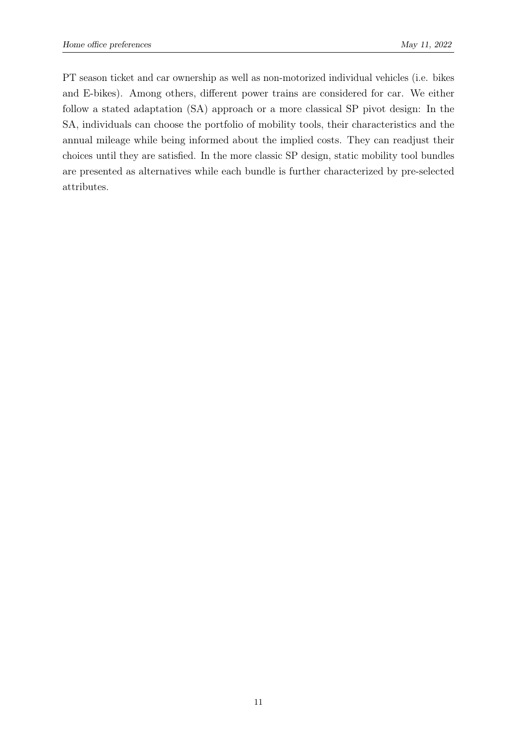PT season ticket and car ownership as well as non-motorized individual vehicles (i.e. bikes and E-bikes). Among others, different power trains are considered for car. We either follow a stated adaptation (SA) approach or a more classical SP pivot design: In the SA, individuals can choose the portfolio of mobility tools, their characteristics and the annual mileage while being informed about the implied costs. They can readjust their choices until they are satisfied. In the more classic SP design, static mobility tool bundles are presented as alternatives while each bundle is further characterized by pre-selected attributes.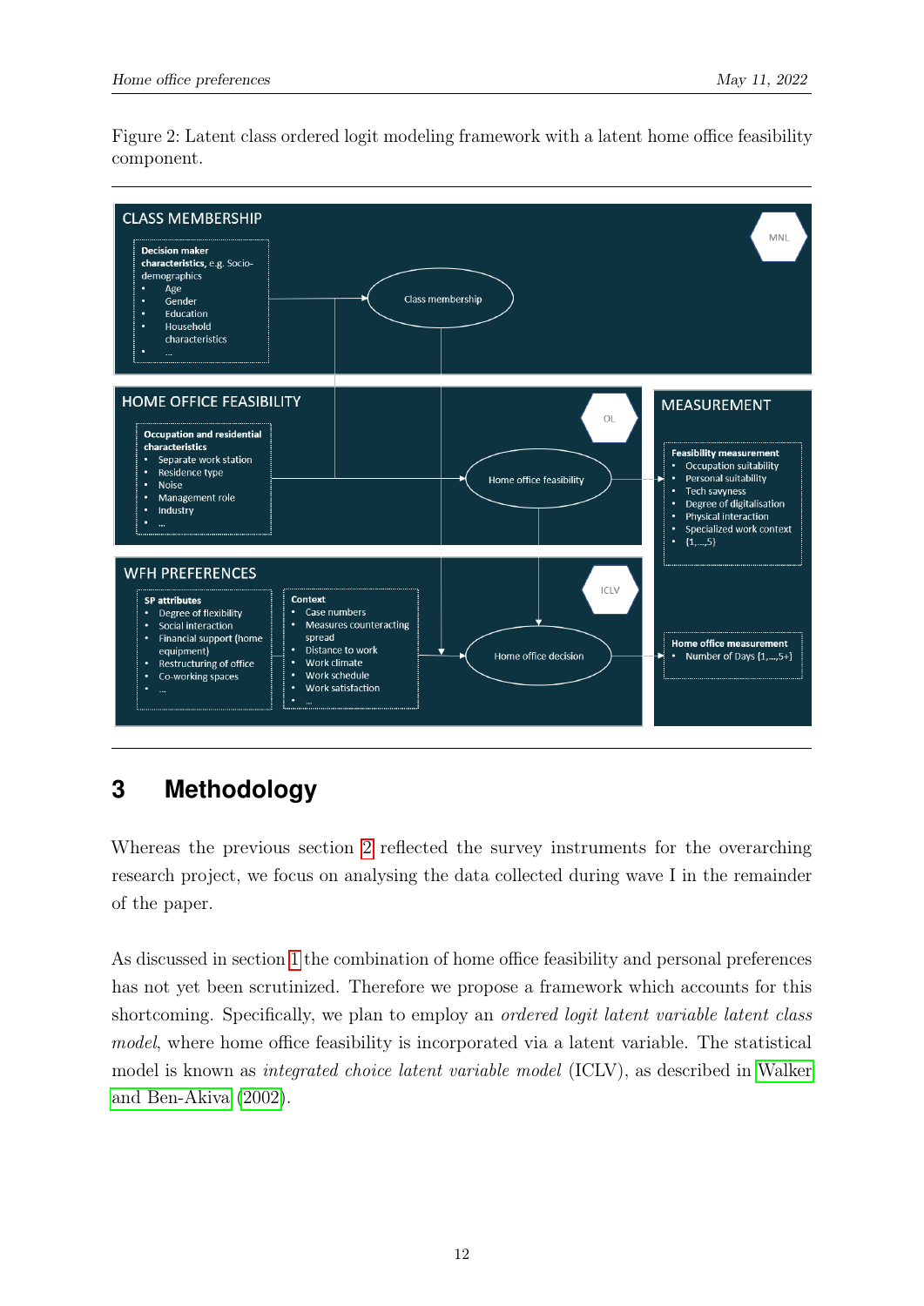Figure 2: Latent class ordered logit modeling framework with a latent home office feasibility component.

CLASS MEMBERSHIP

MNL

**Decision maker characteristics**, e.g. Socio-demographics
- Age
- Gender
- Education
- Household characteristics
- ...

Class membership

HOME OFFICE FEASIBILITY

OL

**Occupation and residential characteristics**
- Separate work station
- Residence type
- Noise
- Management role
- Industry
- ...

Home office feasibility

MEASUREMENT

**Feasibility measurement**
- Occupation suitability
- Personal suitability
- Tech savyness
- Degree of digitalisation
- Physical interaction
- Specialized work context
- {1,...,5}

WFH PREFERENCES

ICLV

**SP attributes**
- Degree of flexibility
- Social interaction
- Financial support (home equipment)
- Restructuring of office
- Co-working spaces
- ...

**Context**
- Case numbers
- Measures counteracting spread
- Distance to work
- Work climate
- Work schedule
- Work satisfaction
- ...

Home office decision

**Home office measurement**
- Number of Days {1,...,5+}

# 3 Methodology

Whereas the previous section 2 reflected the survey instruments for the overarching research project, we focus on analysing the data collected during wave I in the remainder of the paper.

As discussed in section 1 the combination of home office feasibility and personal preferences has not yet been scrutinized. Therefore we propose a framework which accounts for this shortcoming. Specifically, we plan to employ an *ordered logit latent variable latent class model*, where home office feasibility is incorporated via a latent variable. The statistical model is known as *integrated choice latent variable model* (ICLV), as described in Walker and Ben-Akiva (2002).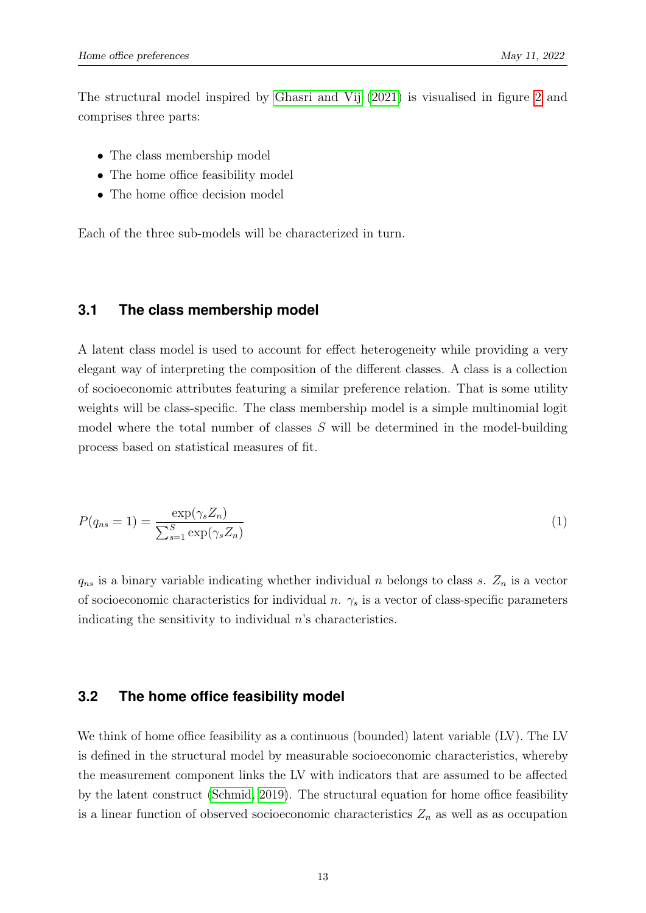The structural model inspired by Ghasri and Vij (2021) is visualised in figure 2 and comprises three parts:

- The class membership model
- The home office feasibility model
- The home office decision model

Each of the three sub-models will be characterized in turn.

## 3.1 The class membership model

A latent class model is used to account for effect heterogeneity while providing a very elegant way of interpreting the composition of the different classes. A class is a collection of socioeconomic attributes featuring a similar preference relation. That is some utility weights will be class-specific. The class membership model is a simple multinomial logit model where the total number of classes $S$ will be determined in the model-building process based on statistical measures of fit.

$$P(q_{ns} = 1) = \frac{\exp(\gamma_s Z_n)}{\sum_{s=1}^{S} \exp(\gamma_s Z_n)} \tag{1}$$

$q_{ns}$ is a binary variable indicating whether individual $n$ belongs to class $s$. $Z_n$ is a vector of socioeconomic characteristics for individual $n$. $\gamma_s$ is a vector of class-specific parameters indicating the sensitivity to individual $n$'s characteristics.

## 3.2 The home office feasibility model

We think of home office feasibility as a continuous (bounded) latent variable (LV). The LV is defined in the structural model by measurable socioeconomic characteristics, whereby the measurement component links the LV with indicators that are assumed to be affected by the latent construct (Schmid, 2019). The structural equation for home office feasibility is a linear function of observed socioeconomic characteristics $Z_n$ as well as as occupation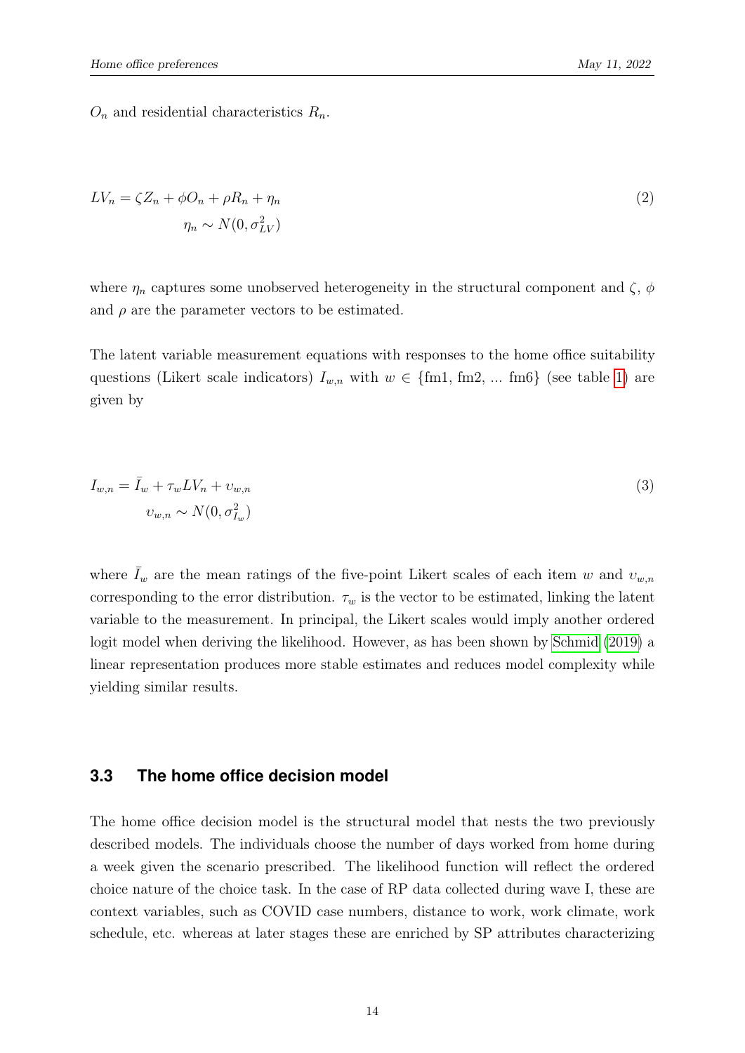$O_n$ and residential characteristics $R_n$.

$$
\begin{aligned}
LV_n &= \zeta Z_n + \phi O_n + \rho R_n + \eta_n \\
\eta_n &\sim N(0, \sigma^2_{LV})
\end{aligned}
\tag{2}
$$

where $\eta_n$ captures some unobserved heterogeneity in the structural component and $\zeta$, $\phi$ and $\rho$ are the parameter vectors to be estimated.

The latent variable measurement equations with responses to the home office suitability questions (Likert scale indicators) $I_{w,n}$ with $w \in \{\text{fm1, fm2, ... fm6}\}$ (see table 1) are given by

$$
\begin{aligned}
I_{w,n} &= \bar{I}_w + \tau_w LV_n + \upsilon_{w,n} \\
\upsilon_{w,n} &\sim N(0, \sigma^2_{I_w})
\end{aligned}
\tag{3}
$$

where $\bar{I}_w$ are the mean ratings of the five-point Likert scales of each item $w$ and $\upsilon_{w,n}$ corresponding to the error distribution. $\tau_w$ is the vector to be estimated, linking the latent variable to the measurement. In principal, the Likert scales would imply another ordered logit model when deriving the likelihood. However, as has been shown by Schmid (2019) a linear representation produces more stable estimates and reduces model complexity while yielding similar results.

### 3.3 The home office decision model

The home office decision model is the structural model that nests the two previously described models. The individuals choose the number of days worked from home during a week given the scenario prescribed. The likelihood function will reflect the ordered choice nature of the choice task. In the case of RP data collected during wave I, these are context variables, such as COVID case numbers, distance to work, work climate, work schedule, etc. whereas at later stages these are enriched by SP attributes characterizing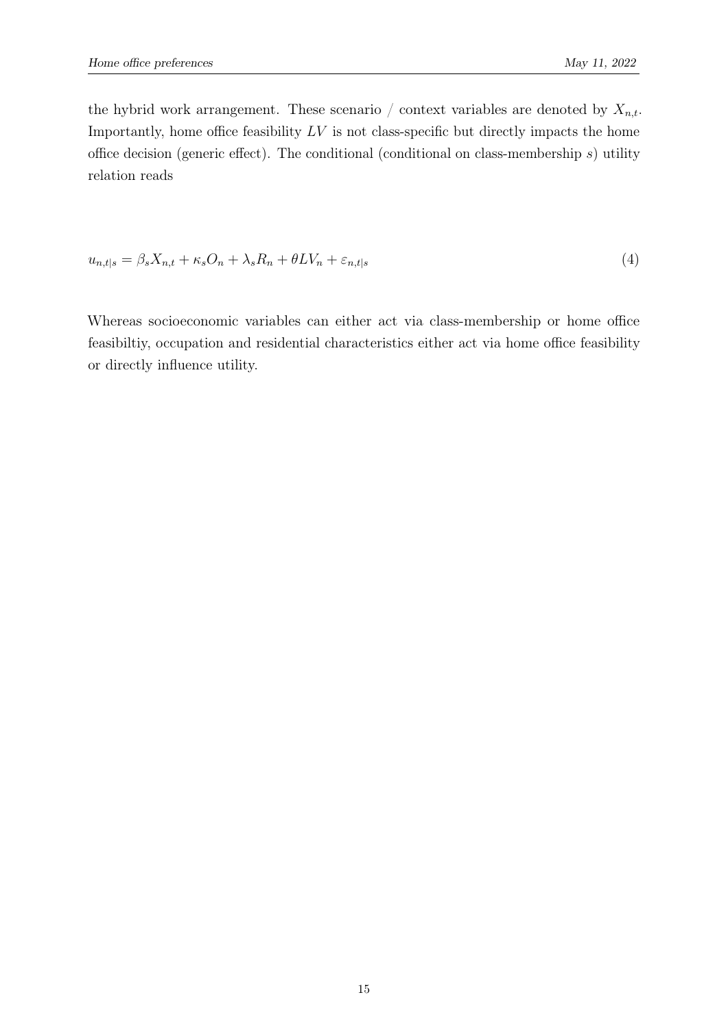the hybrid work arrangement. These scenario / context variables are denoted by $X_{n,t}$. Importantly, home office feasibility $LV$ is not class-specific but directly impacts the home office decision (generic effect). The conditional (conditional on class-membership $s$) utility relation reads

$$u_{n,t|s} = \beta_s X_{n,t} + \kappa_s O_n + \lambda_s R_n + \theta LV_n + \varepsilon_{n,t|s} \tag{4}$$

Whereas socioeconomic variables can either act via class-membership or home office feasibiltiy, occupation and residential characteristics either act via home office feasibility or directly influence utility.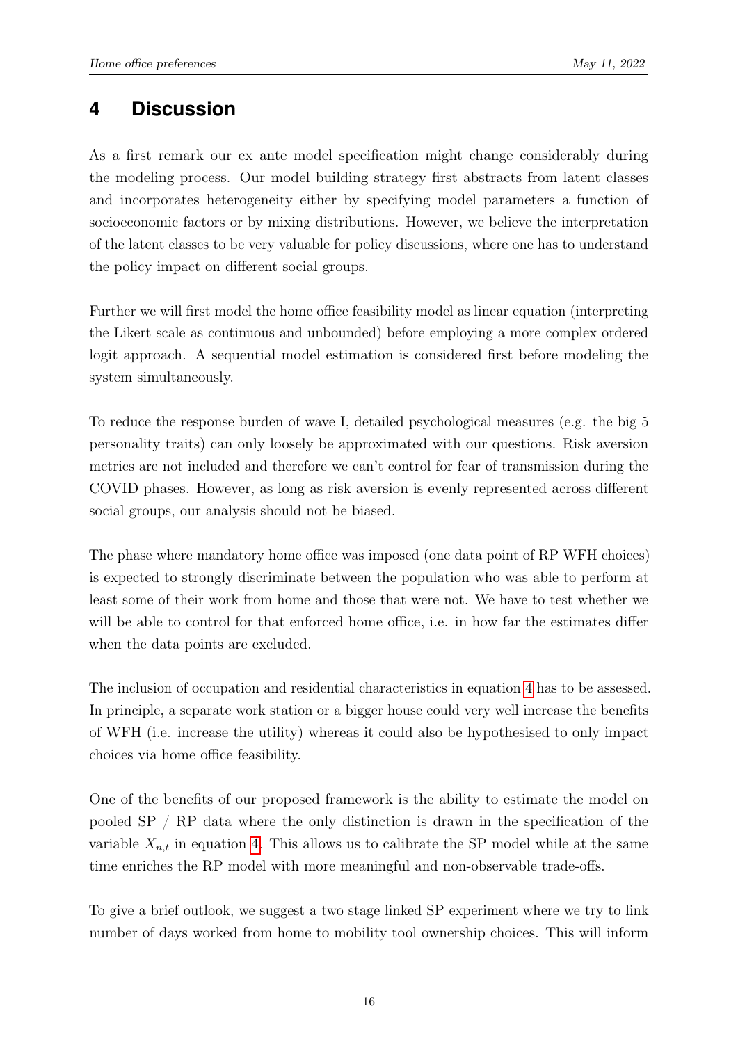# 4 Discussion

As a first remark our ex ante model specification might change considerably during the modeling process. Our model building strategy first abstracts from latent classes and incorporates heterogeneity either by specifying model parameters a function of socioeconomic factors or by mixing distributions. However, we believe the interpretation of the latent classes to be very valuable for policy discussions, where one has to understand the policy impact on different social groups.

Further we will first model the home office feasibility model as linear equation (interpreting the Likert scale as continuous and unbounded) before employing a more complex ordered logit approach. A sequential model estimation is considered first before modeling the system simultaneously.

To reduce the response burden of wave I, detailed psychological measures (e.g. the big 5 personality traits) can only loosely be approximated with our questions. Risk aversion metrics are not included and therefore we can't control for fear of transmission during the COVID phases. However, as long as risk aversion is evenly represented across different social groups, our analysis should not be biased.

The phase where mandatory home office was imposed (one data point of RP WFH choices) is expected to strongly discriminate between the population who was able to perform at least some of their work from home and those that were not. We have to test whether we will be able to control for that enforced home office, i.e. in how far the estimates differ when the data points are excluded.

The inclusion of occupation and residential characteristics in equation 4 has to be assessed. In principle, a separate work station or a bigger house could very well increase the benefits of WFH (i.e. increase the utility) whereas it could also be hypothesised to only impact choices via home office feasibility.

One of the benefits of our proposed framework is the ability to estimate the model on pooled SP / RP data where the only distinction is drawn in the specification of the variable $X_{n,t}$ in equation 4. This allows us to calibrate the SP model while at the same time enriches the RP model with more meaningful and non-observable trade-offs.

To give a brief outlook, we suggest a two stage linked SP experiment where we try to link number of days worked from home to mobility tool ownership choices. This will inform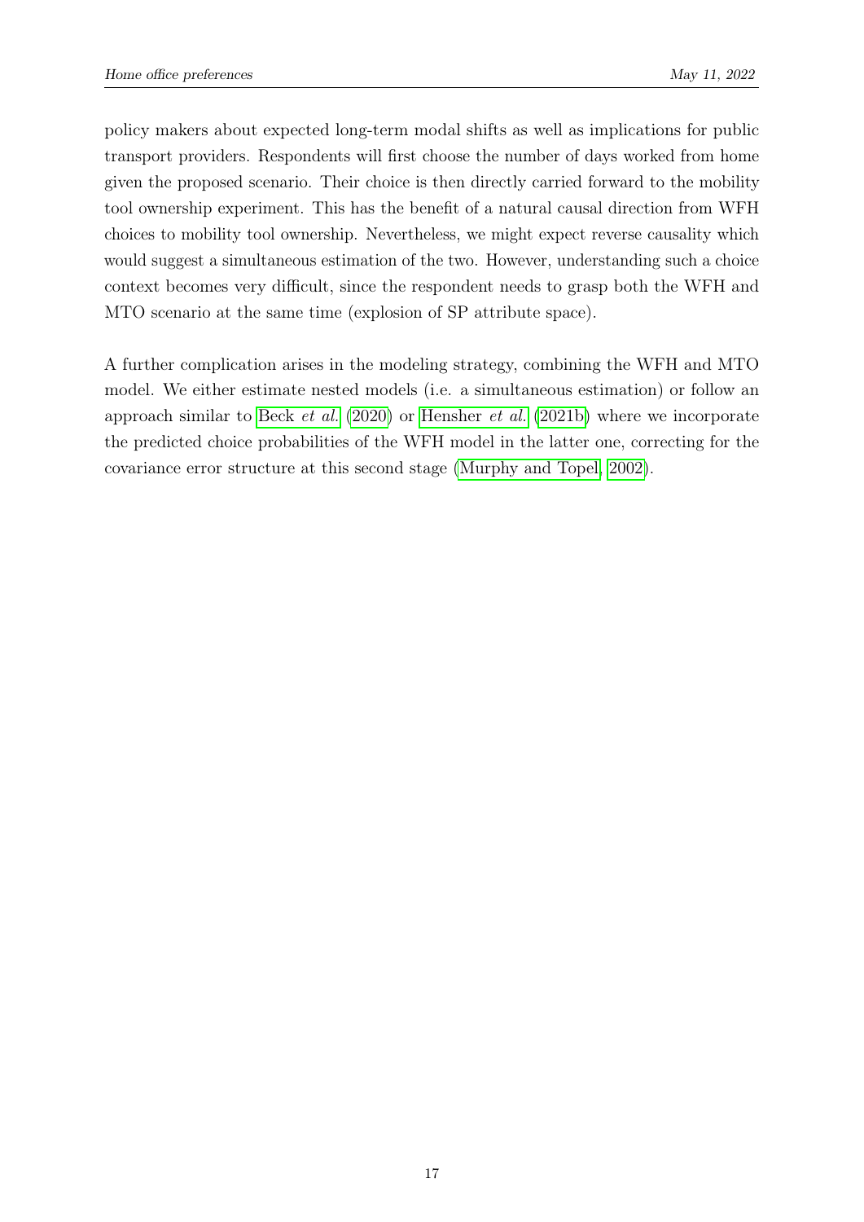policy makers about expected long-term modal shifts as well as implications for public transport providers. Respondents will first choose the number of days worked from home given the proposed scenario. Their choice is then directly carried forward to the mobility tool ownership experiment. This has the benefit of a natural causal direction from WFH choices to mobility tool ownership. Nevertheless, we might expect reverse causality which would suggest a simultaneous estimation of the two. However, understanding such a choice context becomes very difficult, since the respondent needs to grasp both the WFH and MTO scenario at the same time (explosion of SP attribute space).

A further complication arises in the modeling strategy, combining the WFH and MTO model. We either estimate nested models (i.e. a simultaneous estimation) or follow an approach similar to Beck *et al.* (2020) or Hensher *et al.* (2021b) where we incorporate the predicted choice probabilities of the WFH model in the latter one, correcting for the covariance error structure at this second stage (Murphy and Topel, 2002).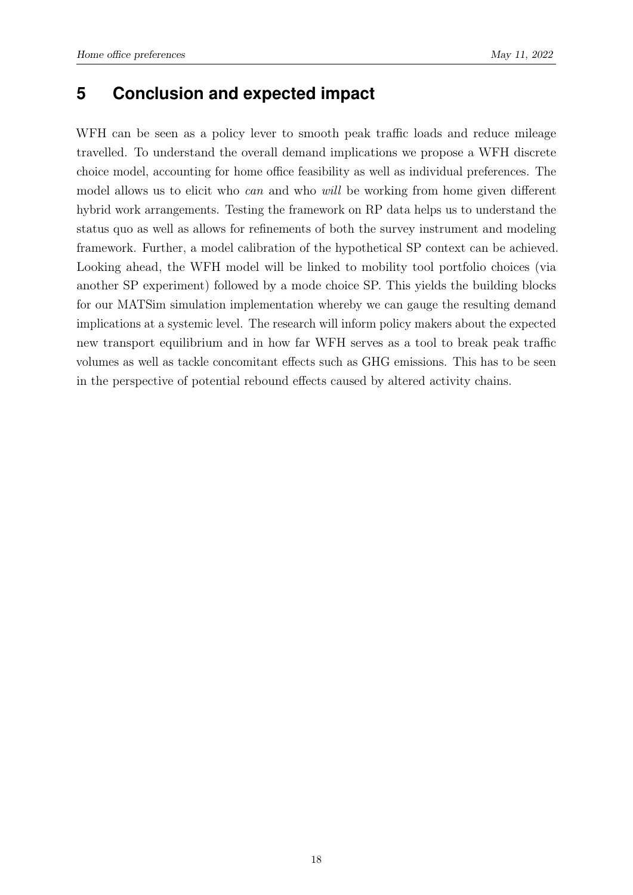## 5 Conclusion and expected impact

WFH can be seen as a policy lever to smooth peak traffic loads and reduce mileage travelled. To understand the overall demand implications we propose a WFH discrete choice model, accounting for home office feasibility as well as individual preferences. The model allows us to elicit who *can* and who *will* be working from home given different hybrid work arrangements. Testing the framework on RP data helps us to understand the status quo as well as allows for refinements of both the survey instrument and modeling framework. Further, a model calibration of the hypothetical SP context can be achieved. Looking ahead, the WFH model will be linked to mobility tool portfolio choices (via another SP experiment) followed by a mode choice SP. This yields the building blocks for our MATSim simulation implementation whereby we can gauge the resulting demand implications at a systemic level. The research will inform policy makers about the expected new transport equilibrium and in how far WFH serves as a tool to break peak traffic volumes as well as tackle concomitant effects such as GHG emissions. This has to be seen in the perspective of potential rebound effects caused by altered activity chains.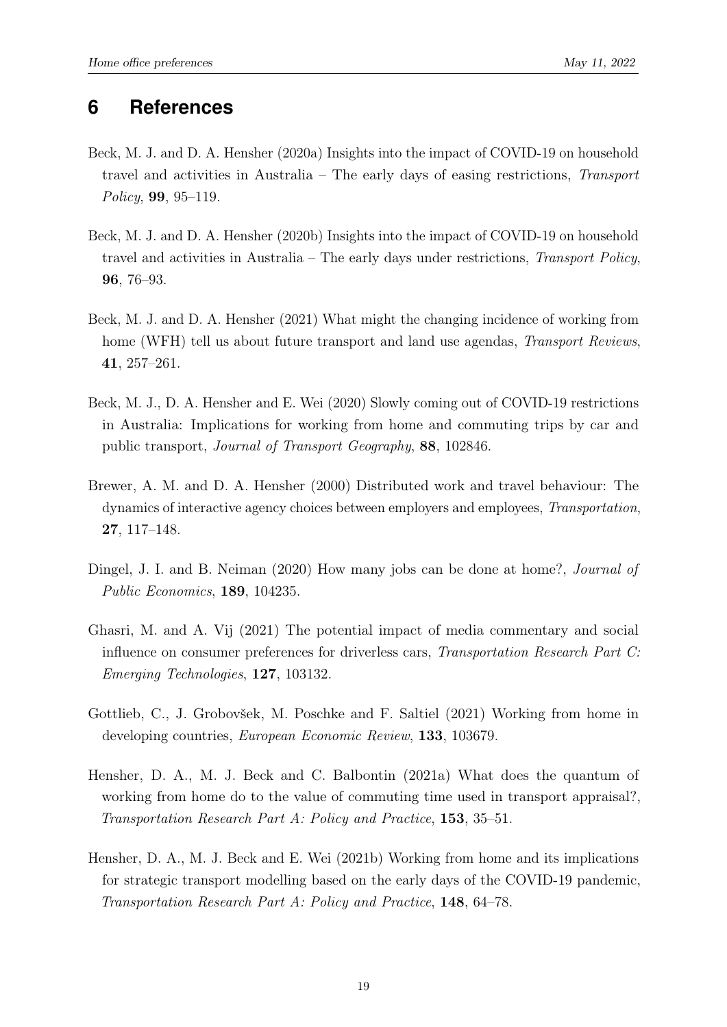## 6 References

Beck, M. J. and D. A. Hensher (2020a) Insights into the impact of COVID-19 on household travel and activities in Australia – The early days of easing restrictions, *Transport Policy*, **99**, 95–119.

Beck, M. J. and D. A. Hensher (2020b) Insights into the impact of COVID-19 on household travel and activities in Australia – The early days under restrictions, *Transport Policy*, **96**, 76–93.

Beck, M. J. and D. A. Hensher (2021) What might the changing incidence of working from home (WFH) tell us about future transport and land use agendas, *Transport Reviews*, **41**, 257–261.

Beck, M. J., D. A. Hensher and E. Wei (2020) Slowly coming out of COVID-19 restrictions in Australia: Implications for working from home and commuting trips by car and public transport, *Journal of Transport Geography*, **88**, 102846.

Brewer, A. M. and D. A. Hensher (2000) Distributed work and travel behaviour: The dynamics of interactive agency choices between employers and employees, *Transportation*, **27**, 117–148.

Dingel, J. I. and B. Neiman (2020) How many jobs can be done at home?, *Journal of Public Economics*, **189**, 104235.

Ghasri, M. and A. Vij (2021) The potential impact of media commentary and social influence on consumer preferences for driverless cars, *Transportation Research Part C: Emerging Technologies*, **127**, 103132.

Gottlieb, C., J. Grobovšek, M. Poschke and F. Saltiel (2021) Working from home in developing countries, *European Economic Review*, **133**, 103679.

Hensher, D. A., M. J. Beck and C. Balbontin (2021a) What does the quantum of working from home do to the value of commuting time used in transport appraisal?, *Transportation Research Part A: Policy and Practice*, **153**, 35–51.

Hensher, D. A., M. J. Beck and E. Wei (2021b) Working from home and its implications for strategic transport modelling based on the early days of the COVID-19 pandemic, *Transportation Research Part A: Policy and Practice*, **148**, 64–78.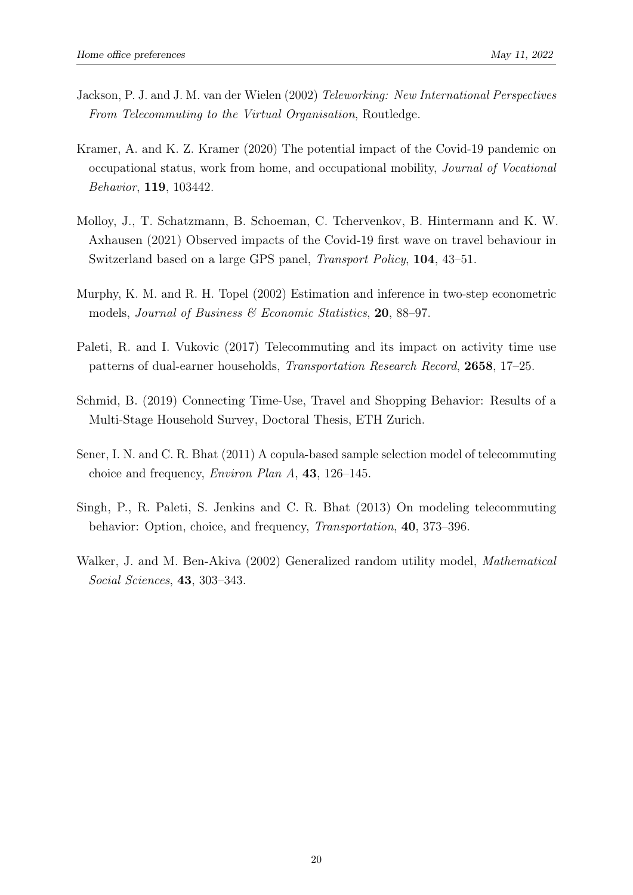Jackson, P. J. and J. M. van der Wielen (2002) *Teleworking: New International Perspectives From Telecommuting to the Virtual Organisation*, Routledge.

Kramer, A. and K. Z. Kramer (2020) The potential impact of the Covid-19 pandemic on occupational status, work from home, and occupational mobility, *Journal of Vocational Behavior*, **119**, 103442.

Molloy, J., T. Schatzmann, B. Schoeman, C. Tchervenkov, B. Hintermann and K. W. Axhausen (2021) Observed impacts of the Covid-19 first wave on travel behaviour in Switzerland based on a large GPS panel, *Transport Policy*, **104**, 43–51.

Murphy, K. M. and R. H. Topel (2002) Estimation and inference in two-step econometric models, *Journal of Business & Economic Statistics*, **20**, 88–97.

Paleti, R. and I. Vukovic (2017) Telecommuting and its impact on activity time use patterns of dual-earner households, *Transportation Research Record*, **2658**, 17–25.

Schmid, B. (2019) Connecting Time-Use, Travel and Shopping Behavior: Results of a Multi-Stage Household Survey, Doctoral Thesis, ETH Zurich.

Sener, I. N. and C. R. Bhat (2011) A copula-based sample selection model of telecommuting choice and frequency, *Environ Plan A*, **43**, 126–145.

Singh, P., R. Paleti, S. Jenkins and C. R. Bhat (2013) On modeling telecommuting behavior: Option, choice, and frequency, *Transportation*, **40**, 373–396.

Walker, J. and M. Ben-Akiva (2002) Generalized random utility model, *Mathematical Social Sciences*, **43**, 303–343.